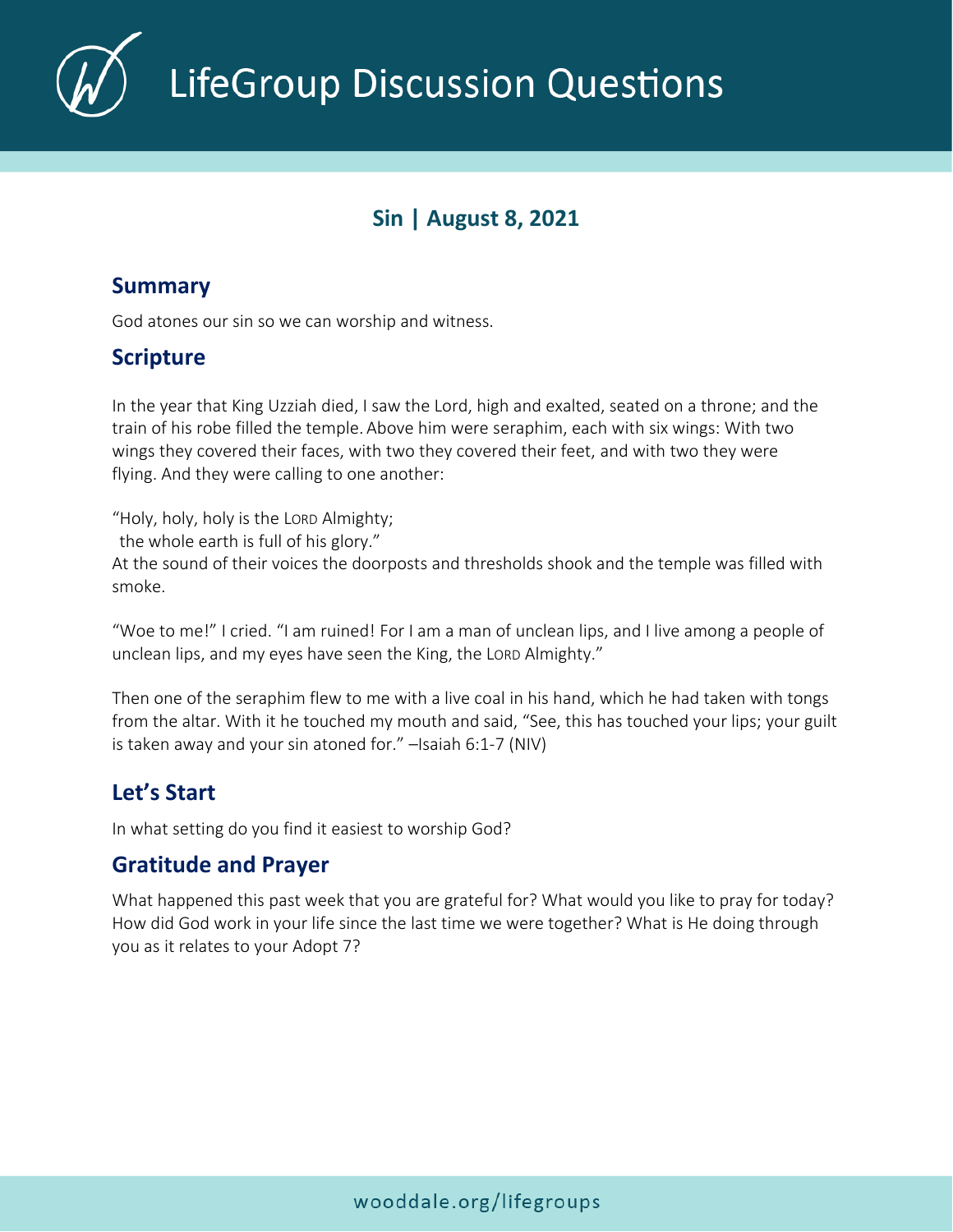# LifeGroup Discussion Questions

## Sin | August 8, 2021

### Summary

God atones our sin so we can worship and witness.

### Scripture

In the year that King Uzziah died, I saw the Lord, high and exalted, seated on a throne; and the train of his robe filled the temple. Above him were seraphim, each with six wings: With two wings they covered their faces, with two they covered their feet, and with two they were flying. And they were calling to one another:

"Holy, holy, holy is the Lord Almighty;
 the whole earth is full of his glory."
At the sound of their voices the doorposts and thresholds shook and the temple was filled with smoke.

"Woe to me!" I cried. "I am ruined! For I am a man of unclean lips, and I live among a people of unclean lips, and my eyes have seen the King, the Lord Almighty."

Then one of the seraphim flew to me with a live coal in his hand, which he had taken with tongs from the altar. With it he touched my mouth and said, "See, this has touched your lips; your guilt is taken away and your sin atoned for." –Isaiah 6:1-7 (NIV)

### Let's Start

In what setting do you find it easiest to worship God?

### Gratitude and Prayer

What happened this past week that you are grateful for? What would you like to pray for today? How did God work in your life since the last time we were together? What is He doing through you as it relates to your Adopt 7?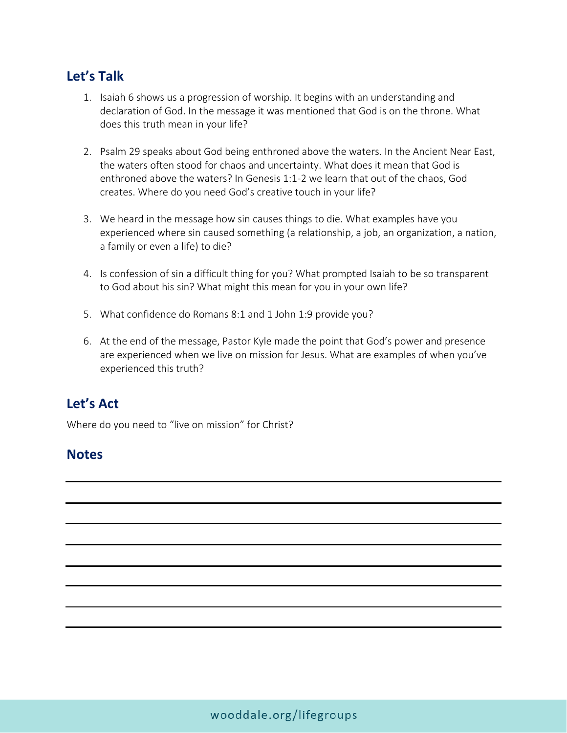## Let's Talk

1. Isaiah 6 shows us a progression of worship. It begins with an understanding and declaration of God. In the message it was mentioned that God is on the throne. What does this truth mean in your life?

2. Psalm 29 speaks about God being enthroned above the waters. In the Ancient Near East, the waters often stood for chaos and uncertainty. What does it mean that God is enthroned above the waters? In Genesis 1:1-2 we learn that out of the chaos, God creates. Where do you need God's creative touch in your life?

3. We heard in the message how sin causes things to die. What examples have you experienced where sin caused something (a relationship, a job, an organization, a nation, a family or even a life) to die?

4. Is confession of sin a difficult thing for you? What prompted Isaiah to be so transparent to God about his sin? What might this mean for you in your own life?

5. What confidence do Romans 8:1 and 1 John 1:9 provide you?

6. At the end of the message, Pastor Kyle made the point that God's power and presence are experienced when we live on mission for Jesus. What are examples of when you've experienced this truth?

## Let's Act

Where do you need to "live on mission" for Christ?

## Notes

wooddale.org/lifegroups